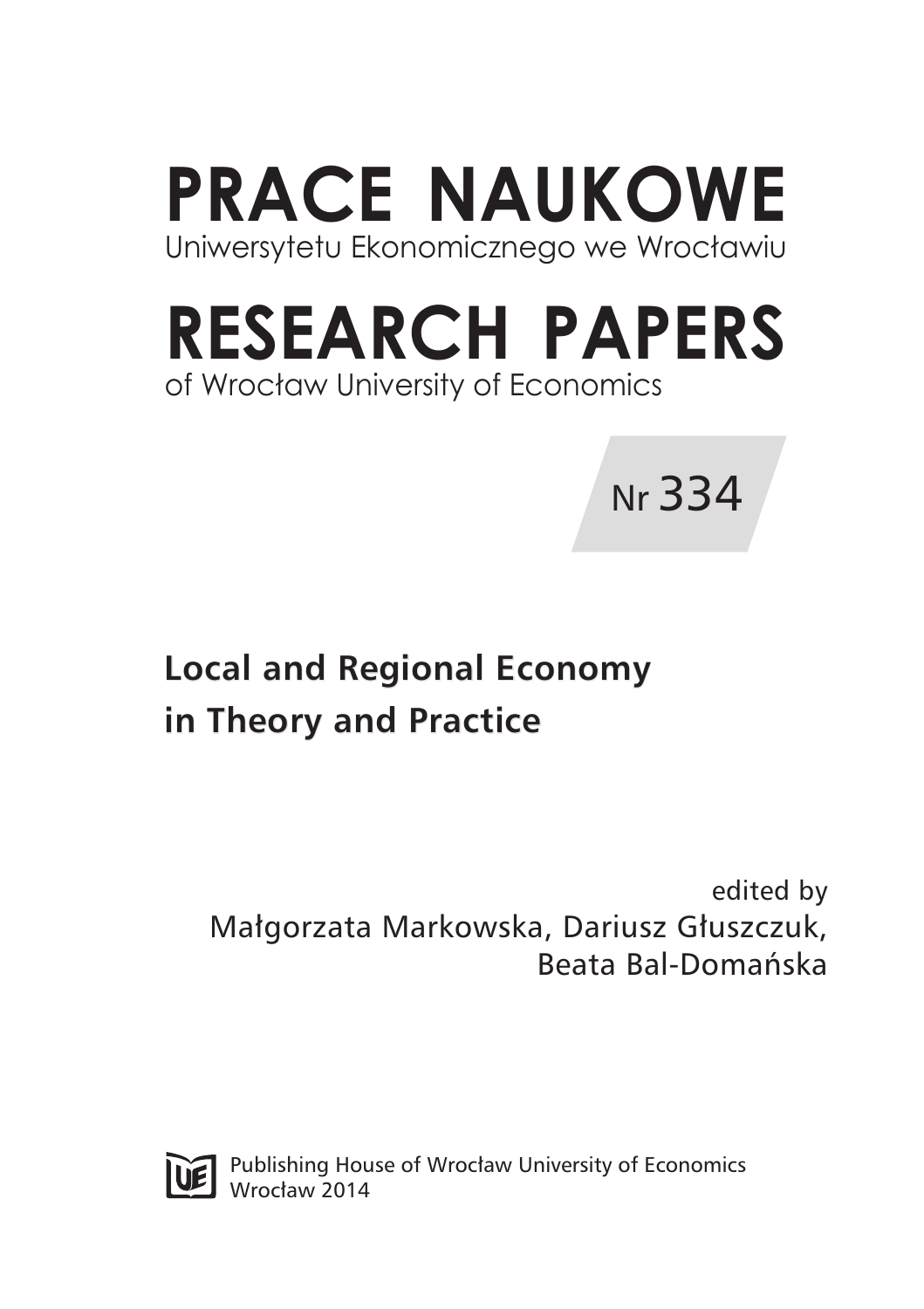# PRACE NAUKOWE

Uniwersytetu Ekonomicznego we Wrocławiu

# RESEARCH PAPERS

of Wrocław University of Economics

Nr 334

## Local and Regional Economy in Theory and Practice

edited by
Małgorzata Markowska, Dariusz Głuszczuk, Beata Bal-Domańska

Publishing House of Wrocław University of Economics
Wrocław 2014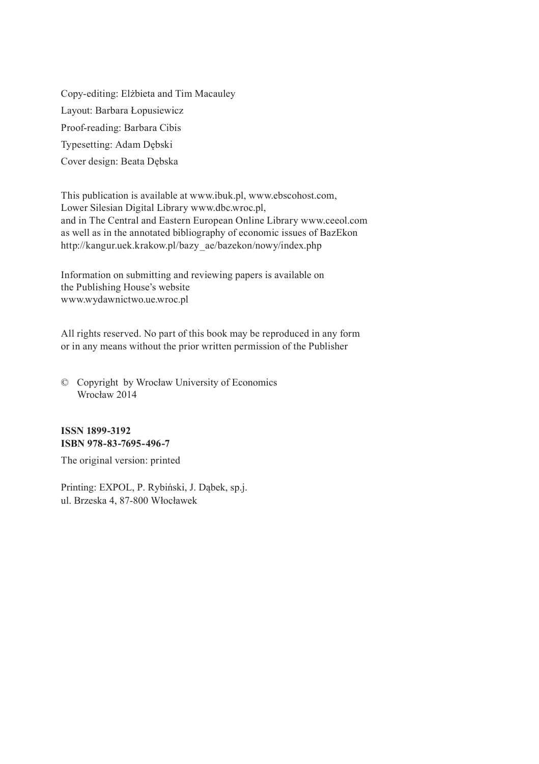Copy-editing: Elżbieta and Tim Macauley

Layout: Barbara Łopusiewicz

Proof-reading: Barbara Cibis

Typesetting: Adam Dębski

Cover design: Beata Dębska

This publication is available at www.ibuk.pl, www.ebscohost.com,
Lower Silesian Digital Library www.dbc.wroc.pl,
and in The Central and Eastern European Online Library www.ceeol.com
as well as in the annotated bibliography of economic issues of BazEkon
http://kangur.uek.krakow.pl/bazy_ae/bazekon/nowy/index.php

Information on submitting and reviewing papers is available on
the Publishing House's website
www.wydawnictwo.ue.wroc.pl

All rights reserved. No part of this book may be reproduced in any form
or in any means without the prior written permission of the Publisher

© Copyright by Wrocław University of Economics
Wrocław 2014

**ISSN 1899-3192**
**ISBN 978-83-7695-496-7**

The original version: printed

Printing: EXPOL, P. Rybiński, J. Dąbek, sp.j.
ul. Brzeska 4, 87-800 Włocławek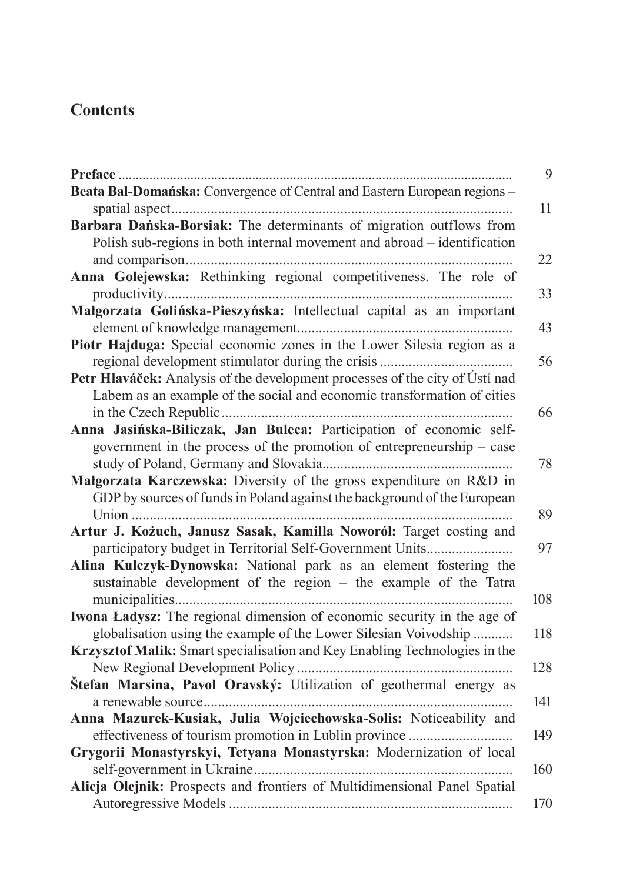# Contents

| | |
|---|---|
| **Preface** | 9 |
| **Beata Bal-Domańska:** Convergence of Central and Eastern European regions – spatial aspect | 11 |
| **Barbara Dańska-Borsiak:** The determinants of migration outflows from Polish sub-regions in both internal movement and abroad – identification and comparison | 22 |
| **Anna Golejewska:** Rethinking regional competitiveness. The role of productivity | 33 |
| **Małgorzata Golińska-Pieszyńska:** Intellectual capital as an important element of knowledge management | 43 |
| **Piotr Hajduga:** Special economic zones in the Lower Silesia region as a regional development stimulator during the crisis | 56 |
| **Petr Hlaváček:** Analysis of the development processes of the city of Ústí nad Labem as an example of the social and economic transformation of cities in the Czech Republic | 66 |
| **Anna Jasińska-Biliczak, Jan Buleca:** Participation of economic self-government in the process of the promotion of entrepreneurship – case study of Poland, Germany and Slovakia | 78 |
| **Małgorzata Karczewska:** Diversity of the gross expenditure on R&D in GDP by sources of funds in Poland against the background of the European Union | 89 |
| **Artur J. Kożuch, Janusz Sasak, Kamilla Noworól:** Target costing and participatory budget in Territorial Self-Government Units | 97 |
| **Alina Kulczyk-Dynowska:** National park as an element fostering the sustainable development of the region – the example of the Tatra municipalities | 108 |
| **Iwona Ładysz:** The regional dimension of economic security in the age of globalisation using the example of the Lower Silesian Voivodship | 118 |
| **Krzysztof Malik:** Smart specialisation and Key Enabling Technologies in the New Regional Development Policy | 128 |
| **Štefan Marsina, Pavol Oravský:** Utilization of geothermal energy as a renewable source | 141 |
| **Anna Mazurek-Kusiak, Julia Wojciechowska-Solis:** Noticeability and effectiveness of tourism promotion in Lublin province | 149 |
| **Grygorii Monastyrskyi, Tetyana Monastyrska:** Modernization of local self-government in Ukraine | 160 |
| **Alicja Olejnik:** Prospects and frontiers of Multidimensional Panel Spatial Autoregressive Models | 170 |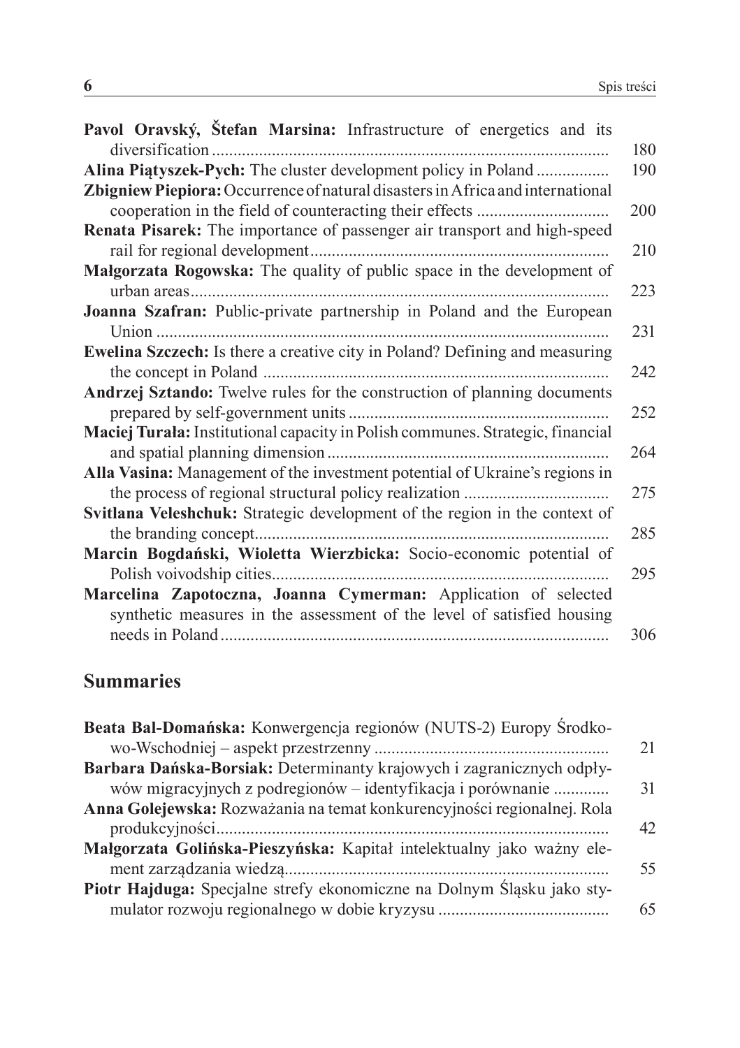**Pavol Oravský, Štefan Marsina:** Infrastructure of energetics and its diversification ... 180

**Alina Piątyszek-Pych:** The cluster development policy in Poland ... 190

**Zbigniew Piepiora:** Occurrence of natural disasters in Africa and international cooperation in the field of counteracting their effects ... 200

**Renata Pisarek:** The importance of passenger air transport and high-speed rail for regional development ... 210

**Małgorzata Rogowska:** The quality of public space in the development of urban areas ... 223

**Joanna Szafran:** Public-private partnership in Poland and the European Union ... 231

**Ewelina Szczech:** Is there a creative city in Poland? Defining and measuring the concept in Poland ... 242

**Andrzej Sztando:** Twelve rules for the construction of planning documents prepared by self-government units ... 252

**Maciej Turała:** Institutional capacity in Polish communes. Strategic, financial and spatial planning dimension ... 264

**Alla Vasina:** Management of the investment potential of Ukraine's regions in the process of regional structural policy realization ... 275

**Svitlana Veleshchuk:** Strategic development of the region in the context of the branding concept ... 285

**Marcin Bogdański, Wioletta Wierzbicka:** Socio-economic potential of Polish voivodship cities ... 295

**Marcelina Zapotoczna, Joanna Cymerman:** Application of selected synthetic measures in the assessment of the level of satisfied housing needs in Poland ... 306

## Summaries

**Beata Bal-Domańska:** Konwergencja regionów (NUTS-2) Europy Środkowo-Wschodniej – aspekt przestrzenny ... 21

**Barbara Dańska-Borsiak:** Determinanty krajowych i zagranicznych odpływów migracyjnych z podregionów – identyfikacja i porównanie ... 31

**Anna Golejewska:** Rozważania na temat konkurencyjności regionalnej. Rola produkcyjności ... 42

**Małgorzata Golińska-Pieszyńska:** Kapitał intelektualny jako ważny element zarządzania wiedzą ... 55

**Piotr Hajduga:** Specjalne strefy ekonomiczne na Dolnym Śląsku jako stymulator rozwoju regionalnego w dobie kryzysu ... 65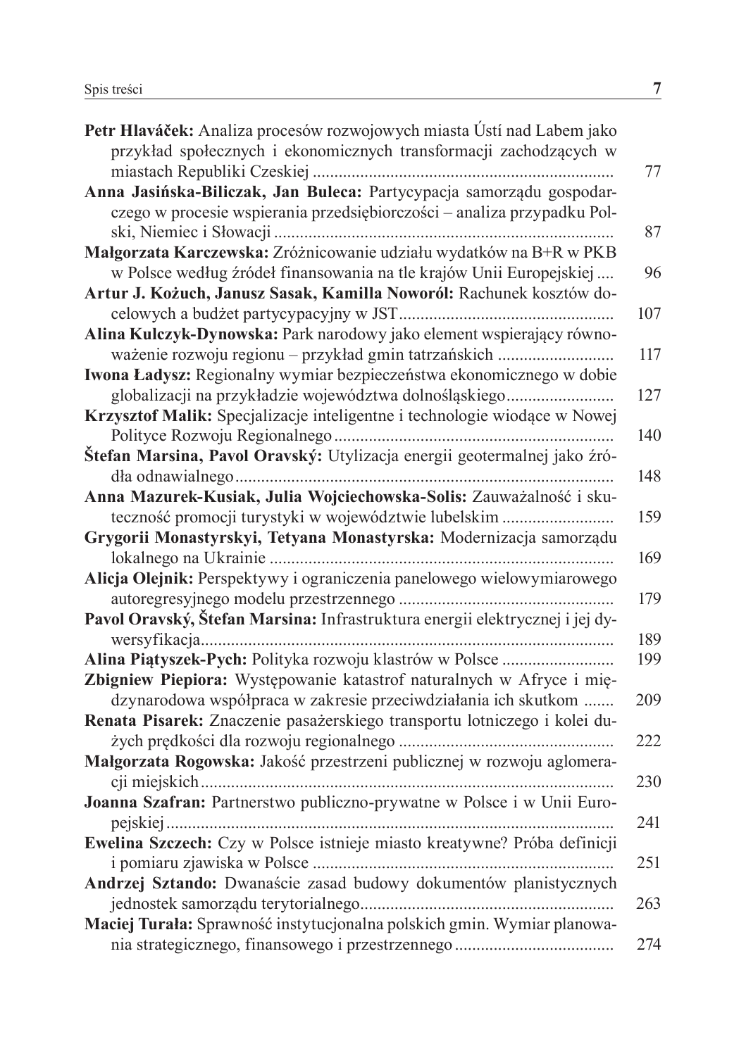**Petr Hlaváček:** Analiza procesów rozwojowych miasta Ústí nad Labem jako przykład społecznych i ekonomicznych transformacji zachodzących w miastach Republiki Czeskiej ..................................................................... 77

**Anna Jasińska-Biliczak, Jan Buleca:** Partycypacja samorządu gospodarczego w procesie wspierania przedsiębiorczości – analiza przypadku Polski, Niemiec i Słowacji .............................................................................. 87

**Małgorzata Karczewska:** Zróżnicowanie udziału wydatków na B+R w PKB w Polsce według źródeł finansowania na tle krajów Unii Europejskiej .... 96

**Artur J. Kożuch, Janusz Sasak, Kamilla Noworól:** Rachunek kosztów docelowych a budżet partycypacyjny w JST................................................. 107

**Alina Kulczyk-Dynowska:** Park narodowy jako element wspierający równoważenie rozwoju regionu – przykład gmin tatrzańskich .......................... 117

**Iwona Ładysz:** Regionalny wymiar bezpieczeństwa ekonomicznego w dobie globalizacji na przykładzie województwa dolnośląskiego........................ 127

**Krzysztof Malik:** Specjalizacje inteligentne i technologie wiodące w Nowej Polityce Rozwoju Regionalnego ................................................................ 140

**Štefan Marsina, Pavol Oravský:** Utylizacja energii geotermalnej jako źródła odnawialnego ....................................................................................... 148

**Anna Mazurek-Kusiak, Julia Wojciechowska-Solis:** Zauważalność i skuteczność promocji turystyki w województwie lubelskim ......................... 159

**Grygorii Monastyrskyi, Tetyana Monastyrska:** Modernizacja samorządu lokalnego na Ukrainie ............................................................................... 169

**Alicja Olejnik:** Perspektywy i ograniczenia panelowego wielowymiarowego autoregresyjnego modelu przestrzennego ................................................. 179

**Pavol Oravský, Štefan Marsina:** Infrastruktura energii elektrycznej i jej dywersyfikacja............................................................................................... 189

**Alina Piątyszek-Pych:** Polityka rozwoju klastrów w Polsce ......................... 199

**Zbigniew Piepiora:** Występowanie katastrof naturalnych w Afryce i międzynarodowa współpraca w zakresie przeciwdziałania ich skutkom ....... 209

**Renata Pisarek:** Znaczenie pasażerskiego transportu lotniczego i kolei dużych prędkości dla rozwoju regionalnego ................................................. 222

**Małgorzata Rogowska:** Jakość przestrzeni publicznej w rozwoju aglomeracji miejskich............................................................................................... 230

**Joanna Szafran:** Partnerstwo publiczno-prywatne w Polsce i w Unii Europejskiej ....................................................................................................... 241

**Ewelina Szczech:** Czy w Polsce istnieje miasto kreatywne? Próba definicji i pomiaru zjawiska w Polsce ..................................................................... 251

**Andrzej Sztando:** Dwanaście zasad budowy dokumentów planistycznych jednostek samorządu terytorialnego.......................................................... 263

**Maciej Turała:** Sprawność instytucjonalna polskich gmin. Wymiar planowania strategicznego, finansowego i przestrzennego .................................... 274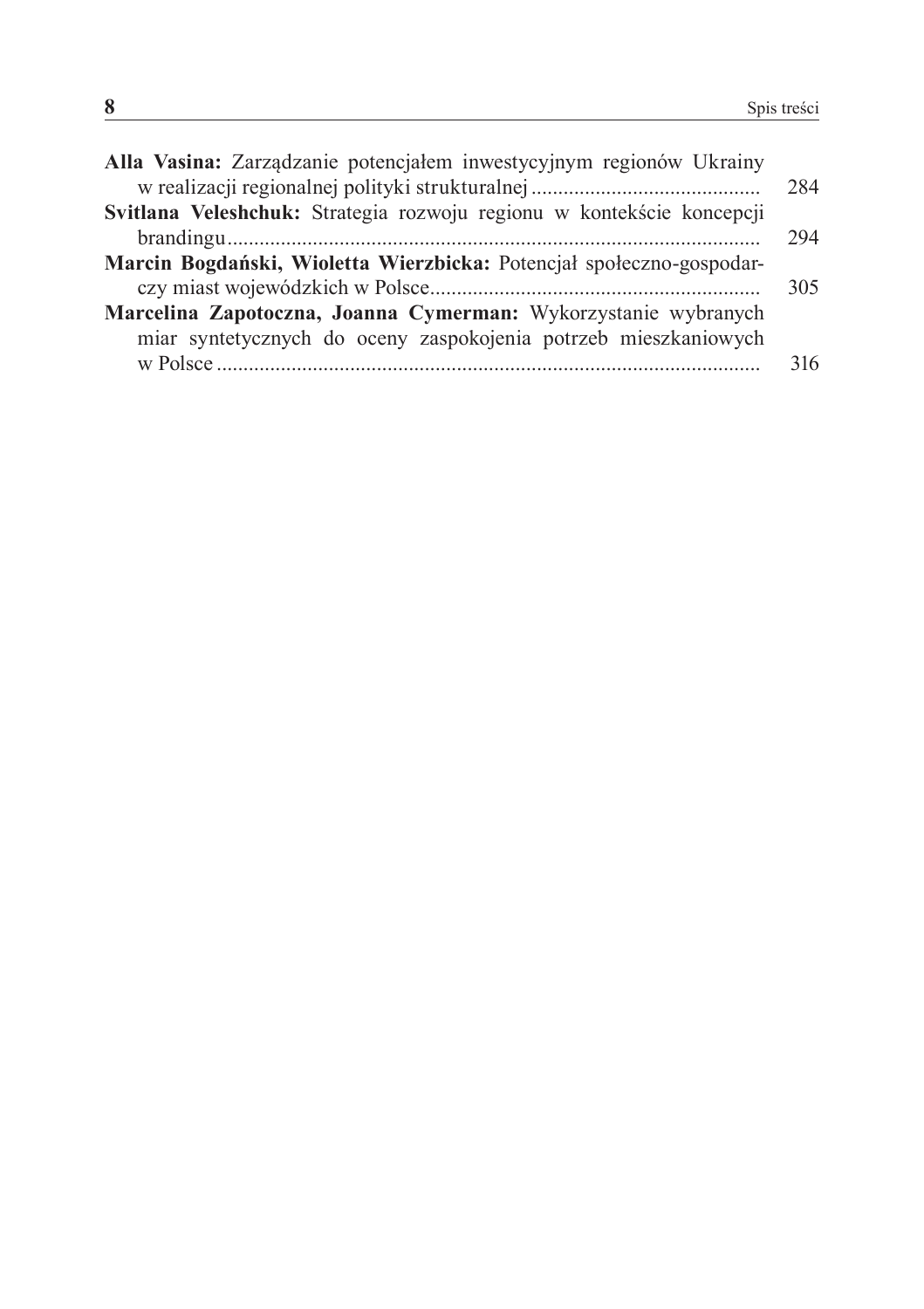**Alla Vasina:** Zarządzanie potencjałem inwestycyjnym regionów Ukrainy w realizacji regionalnej polityki strukturalnej .......................................... 284

**Svitlana Veleshchuk:** Strategia rozwoju regionu w kontekście koncepcji brandingu.................................................................................................. 294

**Marcin Bogdański, Wioletta Wierzbicka:** Potencjał społeczno-gospodarczy miast wojewódzkich w Polsce............................................................ 305

**Marcelina Zapotoczna, Joanna Cymerman:** Wykorzystanie wybranych miar syntetycznych do oceny zaspokojenia potrzeb mieszkaniowych w Polsce ..................................................................................................... 316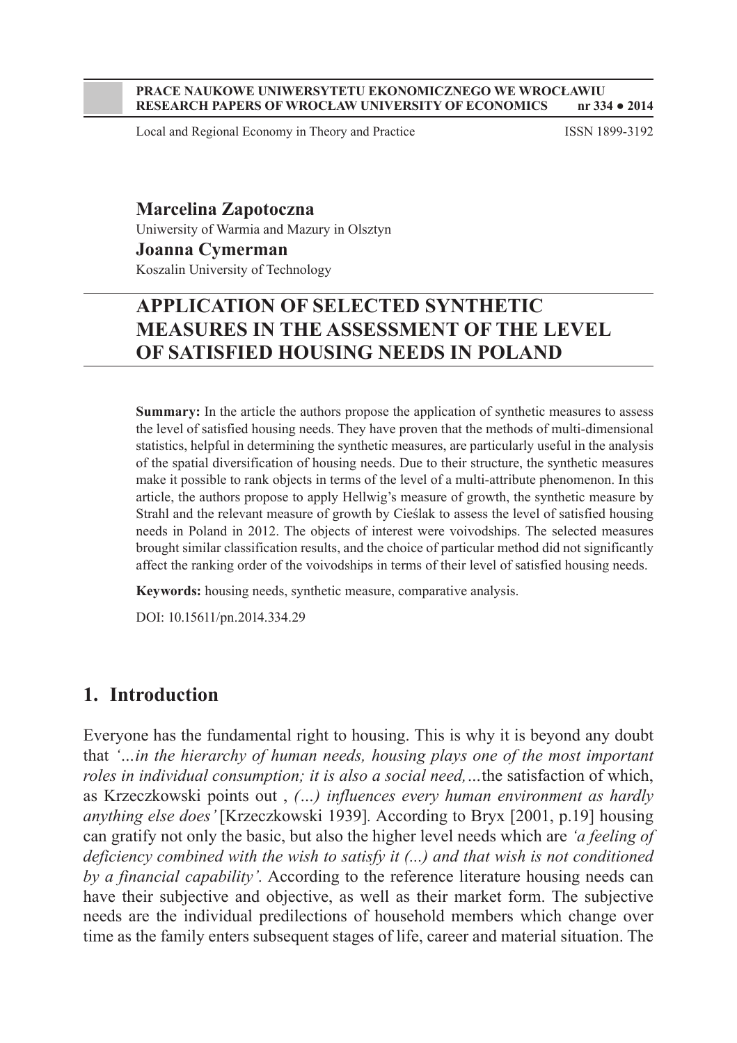**Marcelina Zapotoczna**
Uniwersity of Warmia and Mazury in Olsztyn

**Joanna Cymerman**
Koszalin University of Technology

# APPLICATION OF SELECTED SYNTHETIC MEASURES IN THE ASSESSMENT OF THE LEVEL OF SATISFIED HOUSING NEEDS IN POLAND

**Summary:** In the article the authors propose the application of synthetic measures to assess the level of satisfied housing needs. They have proven that the methods of multi-dimensional statistics, helpful in determining the synthetic measures, are particularly useful in the analysis of the spatial diversification of housing needs. Due to their structure, the synthetic measures make it possible to rank objects in terms of the level of a multi-attribute phenomenon. In this article, the authors propose to apply Hellwig's measure of growth, the synthetic measure by Strahl and the relevant measure of growth by Cieślak to assess the level of satisfied housing needs in Poland in 2012. The objects of interest were voivodships. The selected measures brought similar classification results, and the choice of particular method did not significantly affect the ranking order of the voivodships in terms of their level of satisfied housing needs.

**Keywords:** housing needs, synthetic measure, comparative analysis.

DOI: 10.15611/pn.2014.334.29

## 1. Introduction

Everyone has the fundamental right to housing. This is why it is beyond any doubt that *'…in the hierarchy of human needs, housing plays one of the most important roles in individual consumption; it is also a social need,…*the satisfaction of which, as Krzeczkowski points out , *(…) influences every human environment as hardly anything else does'* [Krzeczkowski 1939]. According to Bryx [2001, p.19] housing can gratify not only the basic, but also the higher level needs which are *'a feeling of deficiency combined with the wish to satisfy it (...) and that wish is not conditioned by a financial capability'.* According to the reference literature housing needs can have their subjective and objective, as well as their market form. The subjective needs are the individual predilections of household members which change over time as the family enters subsequent stages of life, career and material situation. The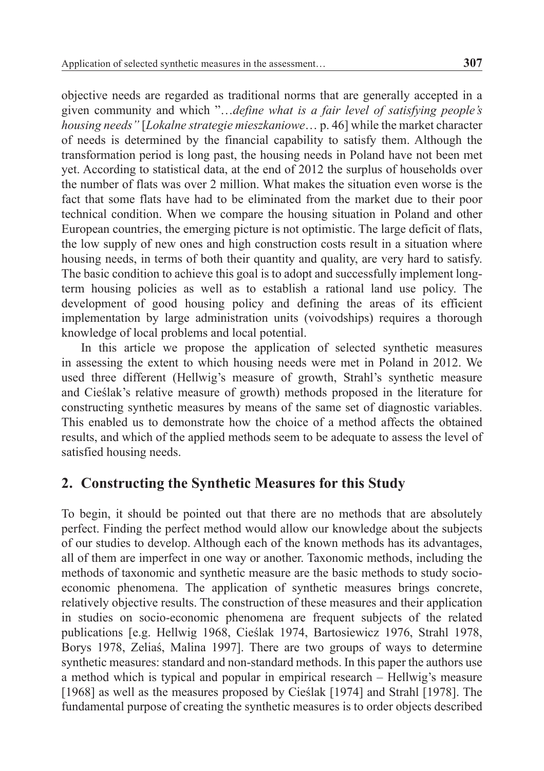objective needs are regarded as traditional norms that are generally accepted in a given community and which "…*define what is a fair level of satisfying people's housing needs"* [*Lokalne strategie mieszkaniowe*… p. 46] while the market character of needs is determined by the financial capability to satisfy them. Although the transformation period is long past, the housing needs in Poland have not been met yet. According to statistical data, at the end of 2012 the surplus of households over the number of flats was over 2 million. What makes the situation even worse is the fact that some flats have had to be eliminated from the market due to their poor technical condition. When we compare the housing situation in Poland and other European countries, the emerging picture is not optimistic. The large deficit of flats, the low supply of new ones and high construction costs result in a situation where housing needs, in terms of both their quantity and quality, are very hard to satisfy. The basic condition to achieve this goal is to adopt and successfully implement long-term housing policies as well as to establish a rational land use policy. The development of good housing policy and defining the areas of its efficient implementation by large administration units (voivodships) requires a thorough knowledge of local problems and local potential.

In this article we propose the application of selected synthetic measures in assessing the extent to which housing needs were met in Poland in 2012. We used three different (Hellwig's measure of growth, Strahl's synthetic measure and Cieślak's relative measure of growth) methods proposed in the literature for constructing synthetic measures by means of the same set of diagnostic variables. This enabled us to demonstrate how the choice of a method affects the obtained results, and which of the applied methods seem to be adequate to assess the level of satisfied housing needs.

## 2. Constructing the Synthetic Measures for this Study

To begin, it should be pointed out that there are no methods that are absolutely perfect. Finding the perfect method would allow our knowledge about the subjects of our studies to develop. Although each of the known methods has its advantages, all of them are imperfect in one way or another. Taxonomic methods, including the methods of taxonomic and synthetic measure are the basic methods to study socio-economic phenomena. The application of synthetic measures brings concrete, relatively objective results. The construction of these measures and their application in studies on socio-economic phenomena are frequent subjects of the related publications [e.g. Hellwig 1968, Cieślak 1974, Bartosiewicz 1976, Strahl 1978, Borys 1978, Zeliaś, Malina 1997]. There are two groups of ways to determine synthetic measures: standard and non-standard methods. In this paper the authors use a method which is typical and popular in empirical research – Hellwig's measure [1968] as well as the measures proposed by Cieślak [1974] and Strahl [1978]. The fundamental purpose of creating the synthetic measures is to order objects described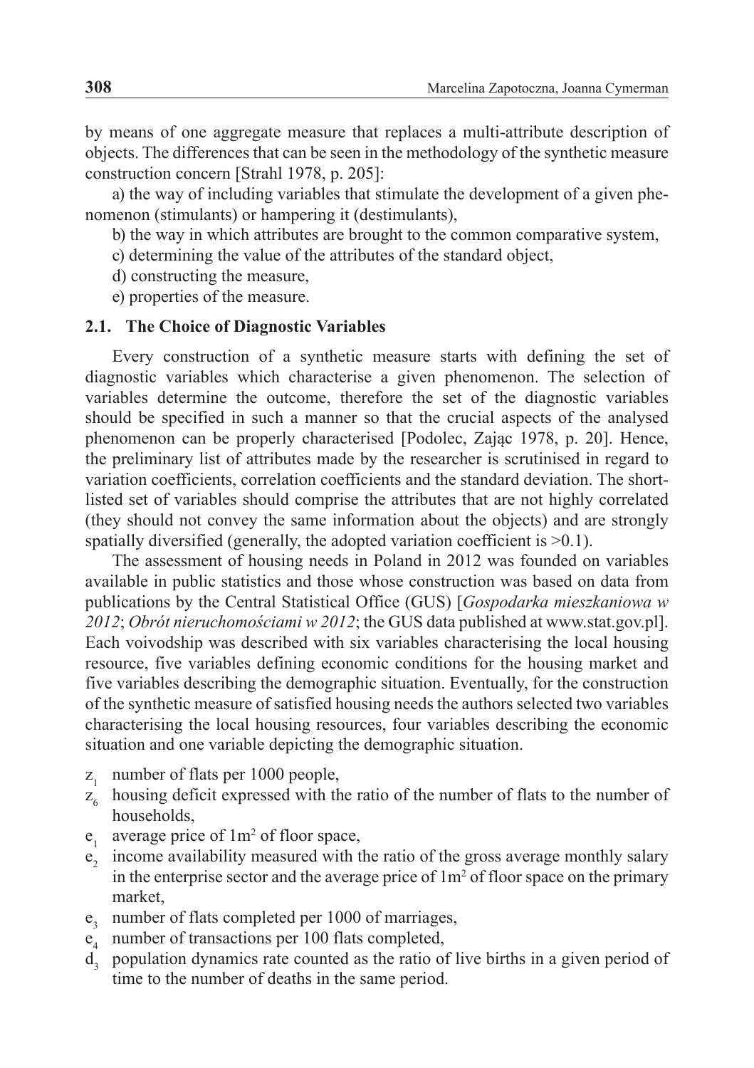by means of one aggregate measure that replaces a multi-attribute description of objects. The differences that can be seen in the methodology of the synthetic measure construction concern [Strahl 1978, p. 205]:

a) the way of including variables that stimulate the development of a given phenomenon (stimulants) or hampering it (destimulants),

b) the way in which attributes are brought to the common comparative system,

c) determining the value of the attributes of the standard object,

d) constructing the measure,

e) properties of the measure.

### 2.1. The Choice of Diagnostic Variables

Every construction of a synthetic measure starts with defining the set of diagnostic variables which characterise a given phenomenon. The selection of variables determine the outcome, therefore the set of the diagnostic variables should be specified in such a manner so that the crucial aspects of the analysed phenomenon can be properly characterised [Podolec, Zając 1978, p. 20]. Hence, the preliminary list of attributes made by the researcher is scrutinised in regard to variation coefficients, correlation coefficients and the standard deviation. The short-listed set of variables should comprise the attributes that are not highly correlated (they should not convey the same information about the objects) and are strongly spatially diversified (generally, the adopted variation coefficient is $>0.1$).

The assessment of housing needs in Poland in 2012 was founded on variables available in public statistics and those whose construction was based on data from publications by the Central Statistical Office (GUS) [*Gospodarka mieszkaniowa w 2012*; *Obrót nieruchomościami w 2012*; the GUS data published at www.stat.gov.pl]. Each voivodship was described with six variables characterising the local housing resource, five variables defining economic conditions for the housing market and five variables describing the demographic situation. Eventually, for the construction of the synthetic measure of satisfied housing needs the authors selected two variables characterising the local housing resources, four variables describing the economic situation and one variable depicting the demographic situation.

- $z_1$ number of flats per 1000 people,
- $z_6$ housing deficit expressed with the ratio of the number of flats to the number of households,
- $e_1$ average price of $1m^2$ of floor space,
- $e_2$ income availability measured with the ratio of the gross average monthly salary in the enterprise sector and the average price of $1m^2$ of floor space on the primary market,
- $e_3$ number of flats completed per 1000 of marriages,
- $e_4$ number of transactions per 100 flats completed,
- $d_3$ population dynamics rate counted as the ratio of live births in a given period of time to the number of deaths in the same period.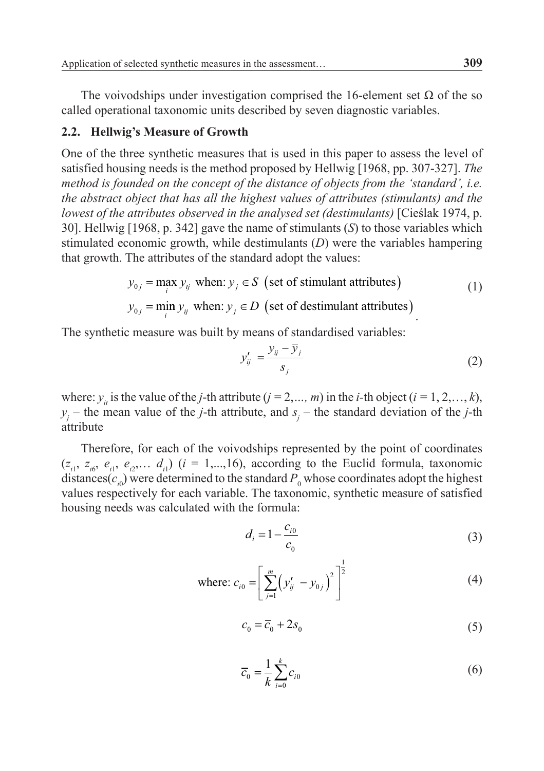The voivodships under investigation comprised the 16-element set $\Omega$ of the so called operational taxonomic units described by seven diagnostic variables.

### 2.2. Hellwig's Measure of Growth

One of the three synthetic measures that is used in this paper to assess the level of satisfied housing needs is the method proposed by Hellwig [1968, pp. 307-327]. *The method is founded on the concept of the distance of objects from the 'standard', i.e. the abstract object that has all the highest values of attributes (stimulants) and the lowest of the attributes observed in the analysed set (destimulants)* [Cieślak 1974, p. 30]. Hellwig [1968, p. 342] gave the name of stimulants (*S*) to those variables which stimulated economic growth, while destimulants (*D*) were the variables hampering that growth. The attributes of the standard adopt the values:

$$y_{0j} = \max_{i} y_{tj} \text{ when: } y_j \in S \text{ (set of stimulant attributes)}$$
$$y_{0j} = \min_{i} y_{ij} \text{ when: } y_j \in D \text{ (set of destimulant attributes)} \tag{1}$$

The synthetic measure was built by means of standardised variables:

$$y'_{ij} = \frac{y_{ij} - \overline{y}_j}{s_j} \tag{2}$$

where: $y_{it}$ is the value of the *j*-th attribute ($j = 2,..., m$) in the *i*-th object ($i = 1, 2,\ldots, k$), $y_j$ – the mean value of the *j*-th attribute, and $s_j$ – the standard deviation of the *j*-th attribute

Therefore, for each of the voivodships represented by the point of coordinates ($z_{i1}$, $z_{i6}$, $e_{i1}$, $e_{i2}$,… $d_{i1}$) ($i$ = 1,...,16), according to the Euclid formula, taxonomic distances($c_{i0}$) were determined to the standard $P_0$ whose coordinates adopt the highest values respectively for each variable. The taxonomic, synthetic measure of satisfied housing needs was calculated with the formula:

$$d_i = 1 - \frac{c_{i0}}{c_0} \tag{3}$$

$$\text{where: } c_{i0} = \left[ \sum_{j=1}^{m} \left( y'_{ij} - y_{0j} \right)^2 \right]^{\frac{1}{2}} \tag{4}$$

$$c_0 = \overline{c}_0 + 2s_0 \tag{5}$$

$$\overline{c}_0 = \frac{1}{k} \sum_{i=0}^{k} c_{i0} \tag{6}$$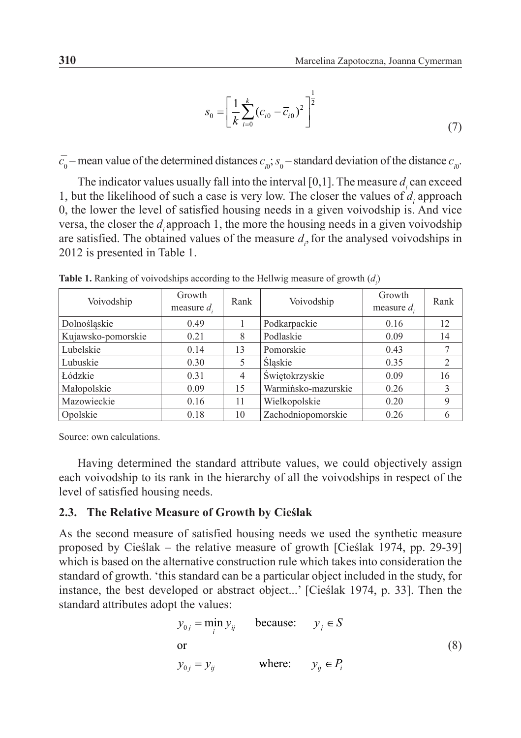$$s_0 = \left[ \frac{1}{k} \sum_{i=0}^{k} (c_{i0} - \overline{c}_{i0})^2 \right]^{\frac{1}{2}} \tag{7}$$

$\overline{c_0}$ – mean value of the determined distances $c_{i0}$; $s_0$ – standard deviation of the distance $c_{i0}$.

The indicator values usually fall into the interval [0,1]. The measure $d_i$ can exceed 1, but the likelihood of such a case is very low. The closer the values of $d_i$ approach 0, the lower the level of satisfied housing needs in a given voivodship is. And vice versa, the closer the $d_i$ approach 1, the more the housing needs in a given voivodship are satisfied. The obtained values of the measure $d_i$, for the analysed voivodships in 2012 is presented in Table 1.

**Table 1.** Ranking of voivodships according to the Hellwig measure of growth ($d_i$)

| Voivodship | Growth measure $d_i$ | Rank | Voivodship | Growth measure $d_i$ | Rank |
|---|---|---|---|---|---|
| Dolnośląskie | 0.49 | 1 | Podkarpackie | 0.16 | 12 |
| Kujawsko-pomorskie | 0.21 | 8 | Podlaskie | 0.09 | 14 |
| Lubelskie | 0.14 | 13 | Pomorskie | 0.43 | 7 |
| Lubuskie | 0.30 | 5 | Śląskie | 0.35 | 2 |
| Łódzkie | 0.31 | 4 | Świętokrzyskie | 0.09 | 16 |
| Małopolskie | 0.09 | 15 | Warmińsko-mazurskie | 0.26 | 3 |
| Mazowieckie | 0.16 | 11 | Wielkopolskie | 0.20 | 9 |
| Opolskie | 0.18 | 10 | Zachodniopomorskie | 0.26 | 6 |

Source: own calculations.

Having determined the standard attribute values, we could objectively assign each voivodship to its rank in the hierarchy of all the voivodships in respect of the level of satisfied housing needs.

### 2.3. The Relative Measure of Growth by Cieślak

As the second measure of satisfied housing needs we used the synthetic measure proposed by Cieślak – the relative measure of growth [Cieślak 1974, pp. 29-39] which is based on the alternative construction rule which takes into consideration the standard of growth. 'this standard can be a particular object included in the study, for instance, the best developed or abstract object...' [Cieślak 1974, p. 33]. Then the standard attributes adopt the values:

$$\begin{aligned} &y_{0j} = \min_i y_{ij} \qquad \text{because:} \quad y_j \in S \\ &\text{or} \\ &y_{0j} = y_{ij} \qquad\quad \text{where:} \quad y_{ij} \in P_i \end{aligned} \tag{8}$$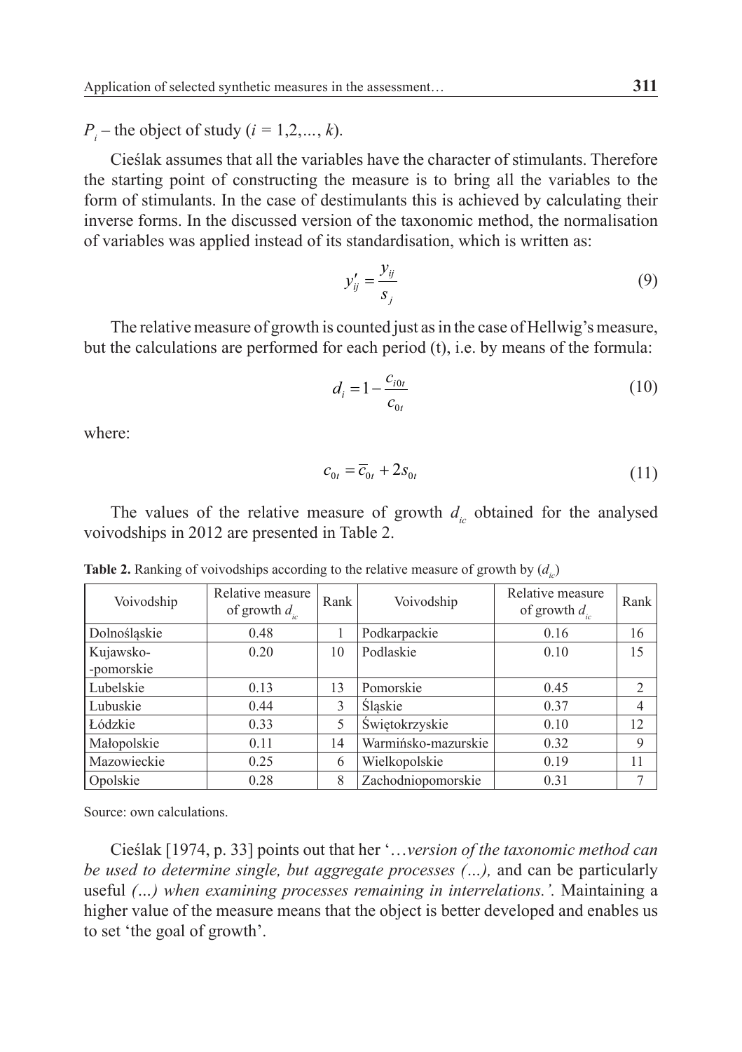$P_i$ – the object of study ($i$ = 1,2,..., $k$).

Cieślak assumes that all the variables have the character of stimulants. Therefore the starting point of constructing the measure is to bring all the variables to the form of stimulants. In the case of destimulants this is achieved by calculating their inverse forms. In the discussed version of the taxonomic method, the normalisation of variables was applied instead of its standardisation, which is written as:

$$y'_{ij} = \frac{y_{ij}}{s_j} \tag{9}$$

The relative measure of growth is counted just as in the case of Hellwig's measure, but the calculations are performed for each period (t), i.e. by means of the formula:

$$d_i = 1 - \frac{c_{i0t}}{c_{0t}} \tag{10}$$

where:

$$c_{0t} = \overline{c}_{0t} + 2s_{0t} \tag{11}$$

The values of the relative measure of growth $d_{ic}$ obtained for the analysed voivodships in 2012 are presented in Table 2.

**Table 2.** Ranking of voivodships according to the relative measure of growth by ($d_{ic}$)

| Voivodship | Relative measure of growth $d_{ic}$ | Rank | Voivodship | Relative measure of growth $d_{ic}$ | Rank |
|---|---|---|---|---|---|
| Dolnośląskie | 0.48 | 1 | Podkarpackie | 0.16 | 16 |
| Kujawsko-pomorskie | 0.20 | 10 | Podlaskie | 0.10 | 15 |
| Lubelskie | 0.13 | 13 | Pomorskie | 0.45 | 2 |
| Lubuskie | 0.44 | 3 | Śląskie | 0.37 | 4 |
| Łódzkie | 0.33 | 5 | Świętokrzyskie | 0.10 | 12 |
| Małopolskie | 0.11 | 14 | Warmińsko-mazurskie | 0.32 | 9 |
| Mazowieckie | 0.25 | 6 | Wielkopolskie | 0.19 | 11 |
| Opolskie | 0.28 | 8 | Zachodniopomorskie | 0.31 | 7 |

Source: own calculations.

Cieślak [1974, p. 33] points out that her '…*version of the taxonomic method can be used to determine single, but aggregate processes (...),* and can be particularly useful *(...) when examining processes remaining in interrelations.'.* Maintaining a higher value of the measure means that the object is better developed and enables us to set 'the goal of growth'.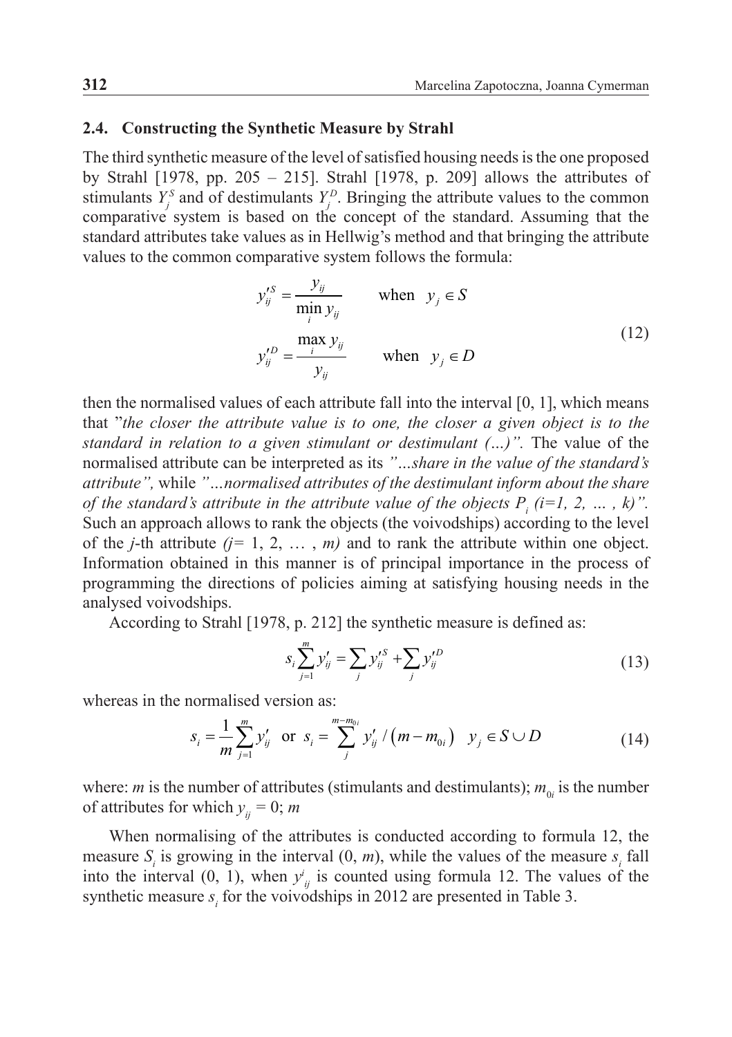### 2.4. Constructing the Synthetic Measure by Strahl

The third synthetic measure of the level of satisfied housing needs is the one proposed by Strahl [1978, pp. 205 – 215]. Strahl [1978, p. 209] allows the attributes of stimulants $Y_j^S$ and of destimulants $Y_j^D$. Bringing the attribute values to the common comparative system is based on the concept of the standard. Assuming that the standard attributes take values as in Hellwig's method and that bringing the attribute values to the common comparative system follows the formula:

$$y_{ij}'^S = \frac{y_{ij}}{\min_i y_{ij}} \qquad \text{when} \quad y_j \in S$$
$$y_{ij}'^D = \frac{\max_i y_{ij}}{y_{ij}} \qquad \text{when} \quad y_j \in D \tag{12}$$

then the normalised values of each attribute fall into the interval [0, 1], which means that "*the closer the attribute value is to one, the closer a given object is to the standard in relation to a given stimulant or destimulant (...)"*. The value of the normalised attribute can be interpreted as its *"...share in the value of the standard's attribute"*, while *"...normalised attributes of the destimulant inform about the share of the standard's attribute in the attribute value of the objects $P_i$ (i=1, 2, ... , k)"*. Such an approach allows to rank the objects (the voivodships) according to the level of the *j*-th attribute *(j= 1, 2, ... , m)* and to rank the attribute within one object. Information obtained in this manner is of principal importance in the process of programming the directions of policies aiming at satisfying housing needs in the analysed voivodships.

According to Strahl [1978, p. 212] the synthetic measure is defined as:

$$s_i \sum_{j=1}^{m} y_{ij}' = \sum_j y_{ij}'^S + \sum_j y_{ij}'^D \tag{13}$$

whereas in the normalised version as:

$$s_i = \frac{1}{m} \sum_{j=1}^{m} y_{ij}' \quad \text{or} \quad s_i = \sum_{j}^{m-m_{0i}} y_{ij}' / \left(m - m_{0i}\right) \quad y_j \in S \cup D \tag{14}$$

where: $m$ is the number of attributes (stimulants and destimulants); $m_{0i}$ is the number of attributes for which $y_{ij} = 0$; $m$

When normalising of the attributes is conducted according to formula 12, the measure $S_i$ is growing in the interval (0, $m$), while the values of the measure $s_i$ fall into the interval (0, 1), when $y_{ij}^i$ is counted using formula 12. The values of the synthetic measure $s_i$ for the voivodships in 2012 are presented in Table 3.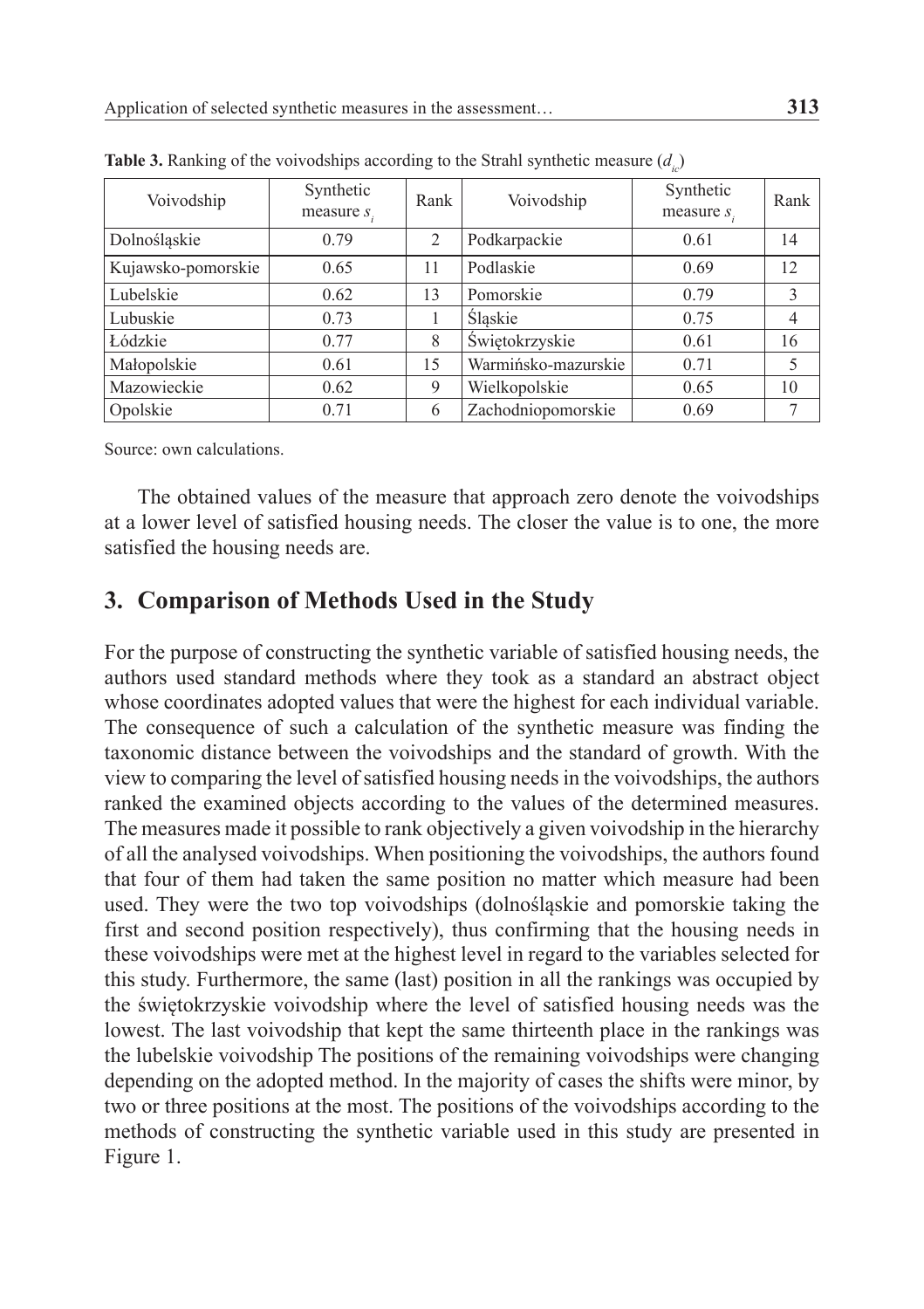**Table 3.** Ranking of the voivodships according to the Strahl synthetic measure ($d_{ic}$)

| Voivodship | Synthetic measure $s_i$ | Rank | Voivodship | Synthetic measure $s_i$ | Rank |
|---|---|---|---|---|---|
| Dolnośląskie | 0.79 | 2 | Podkarpackie | 0.61 | 14 |
| Kujawsko-pomorskie | 0.65 | 11 | Podlaskie | 0.69 | 12 |
| Lubelskie | 0.62 | 13 | Pomorskie | 0.79 | 3 |
| Lubuskie | 0.73 | 1 | Śląskie | 0.75 | 4 |
| Łódzkie | 0.77 | 8 | Świętokrzyskie | 0.61 | 16 |
| Małopolskie | 0.61 | 15 | Warmińsko-mazurskie | 0.71 | 5 |
| Mazowieckie | 0.62 | 9 | Wielkopolskie | 0.65 | 10 |
| Opolskie | 0.71 | 6 | Zachodniopomorskie | 0.69 | 7 |

Source: own calculations.

The obtained values of the measure that approach zero denote the voivodships at a lower level of satisfied housing needs. The closer the value is to one, the more satisfied the housing needs are.

## 3. Comparison of Methods Used in the Study

For the purpose of constructing the synthetic variable of satisfied housing needs, the authors used standard methods where they took as a standard an abstract object whose coordinates adopted values that were the highest for each individual variable. The consequence of such a calculation of the synthetic measure was finding the taxonomic distance between the voivodships and the standard of growth. With the view to comparing the level of satisfied housing needs in the voivodships, the authors ranked the examined objects according to the values of the determined measures. The measures made it possible to rank objectively a given voivodship in the hierarchy of all the analysed voivodships. When positioning the voivodships, the authors found that four of them had taken the same position no matter which measure had been used. They were the two top voivodships (dolnośląskie and pomorskie taking the first and second position respectively), thus confirming that the housing needs in these voivodships were met at the highest level in regard to the variables selected for this study. Furthermore, the same (last) position in all the rankings was occupied by the świętokrzyskie voivodship where the level of satisfied housing needs was the lowest. The last voivodship that kept the same thirteenth place in the rankings was the lubelskie voivodship The positions of the remaining voivodships were changing depending on the adopted method. In the majority of cases the shifts were minor, by two or three positions at the most. The positions of the voivodships according to the methods of constructing the synthetic variable used in this study are presented in Figure 1.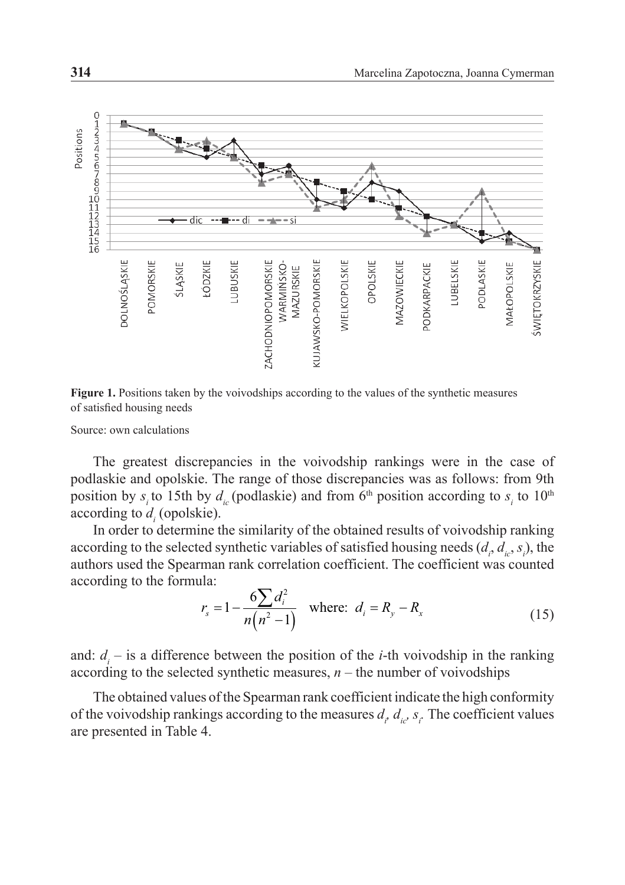**Figure 1.** Positions taken by the voivodships according to the values of the synthetic measures of satisfied housing needs

Source: own calculations

The greatest discrepancies in the voivodship rankings were in the case of podlaskie and opolskie. The range of those discrepancies was as follows: from 9th position by $s_i$ to 15th by $d_{ic}$ (podlaskie) and from 6[th] position according to $s_i$ to 10[th] according to $d_i$ (opolskie).

In order to determine the similarity of the obtained results of voivodship ranking according to the selected synthetic variables of satisfied housing needs ($d_i$, $d_{ic}$, $s_i$), the authors used the Spearman rank correlation coefficient. The coefficient was counted according to the formula:

$$r_s = 1 - \frac{6\sum d_i^2}{n\left(n^2 - 1\right)} \quad \text{where: } d_i = R_y - R_x \tag{15}$$

and: $d_i$ – is a difference between the position of the *i*-th voivodship in the ranking according to the selected synthetic measures, $n$ – the number of voivodships

The obtained values of the Spearman rank coefficient indicate the high conformity of the voivodship rankings according to the measures $d_i$, $d_{ic}$, $s_i$. The coefficient values are presented in Table 4.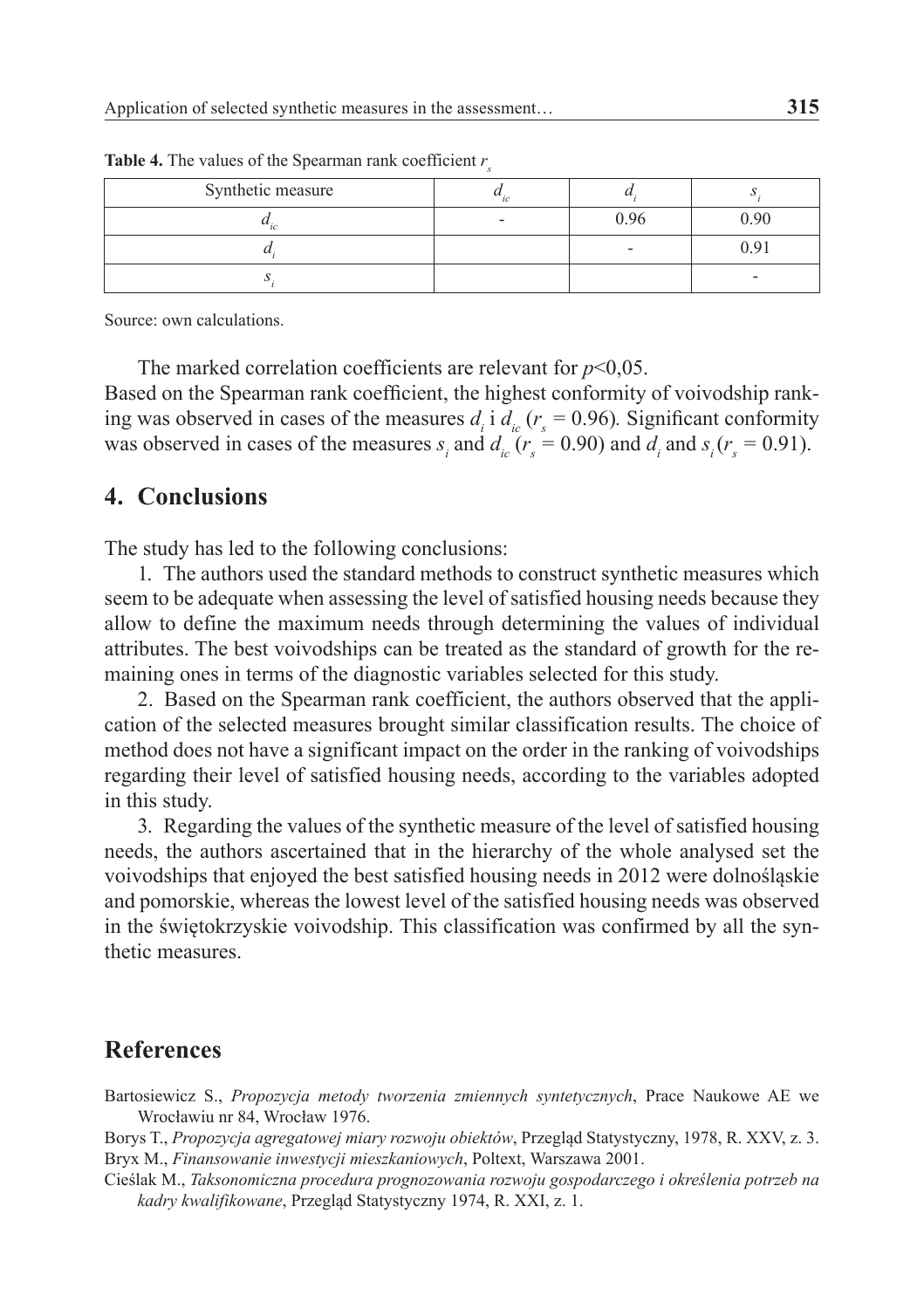**Table 4.** The values of the Spearman rank coefficient $r_s$

| Synthetic measure | $d_{ic}$ | $d_i$ | $s_i$ |
|---|---|---|---|
| $d_{ic}$ | - | 0.96 | 0.90 |
| $d_i$ | | - | 0.91 |
| $s_i$ | | | - |

Source: own calculations.

The marked correlation coefficients are relevant for $p<0,05$.
Based on the Spearman rank coefficient, the highest conformity of voivodship ranking was observed in cases of the measures $d_i$ i $d_{ic}$ ($r_s = 0.96$). Significant conformity was observed in cases of the measures $s_i$ and $d_{ic}$ ($r_s = 0.90$) and $d_i$ and $s_i$ ($r_s = 0.91$).

## 4. Conclusions

The study has led to the following conclusions:

1. The authors used the standard methods to construct synthetic measures which seem to be adequate when assessing the level of satisfied housing needs because they allow to define the maximum needs through determining the values of individual attributes. The best voivodships can be treated as the standard of growth for the remaining ones in terms of the diagnostic variables selected for this study.

2. Based on the Spearman rank coefficient, the authors observed that the application of the selected measures brought similar classification results. The choice of method does not have a significant impact on the order in the ranking of voivodships regarding their level of satisfied housing needs, according to the variables adopted in this study.

3. Regarding the values of the synthetic measure of the level of satisfied housing needs, the authors ascertained that in the hierarchy of the whole analysed set the voivodships that enjoyed the best satisfied housing needs in 2012 were dolnośląskie and pomorskie, whereas the lowest level of the satisfied housing needs was observed in the świętokrzyskie voivodship. This classification was confirmed by all the synthetic measures.

## References

Bartosiewicz S., *Propozycja metody tworzenia zmiennych syntetycznych*, Prace Naukowe AE we Wrocławiu nr 84, Wrocław 1976.

Borys T., *Propozycja agregatowej miary rozwoju obiektów*, Przegląd Statystyczny, 1978, R. XXV, z. 3.

Bryx M., *Finansowanie inwestycji mieszkaniowych*, Poltext, Warszawa 2001.

Cieślak M., *Taksonomiczna procedura prognozowania rozwoju gospodarczego i określenia potrzeb na kadry kwalifikowane*, Przegląd Statystyczny 1974, R. XXI, z. 1.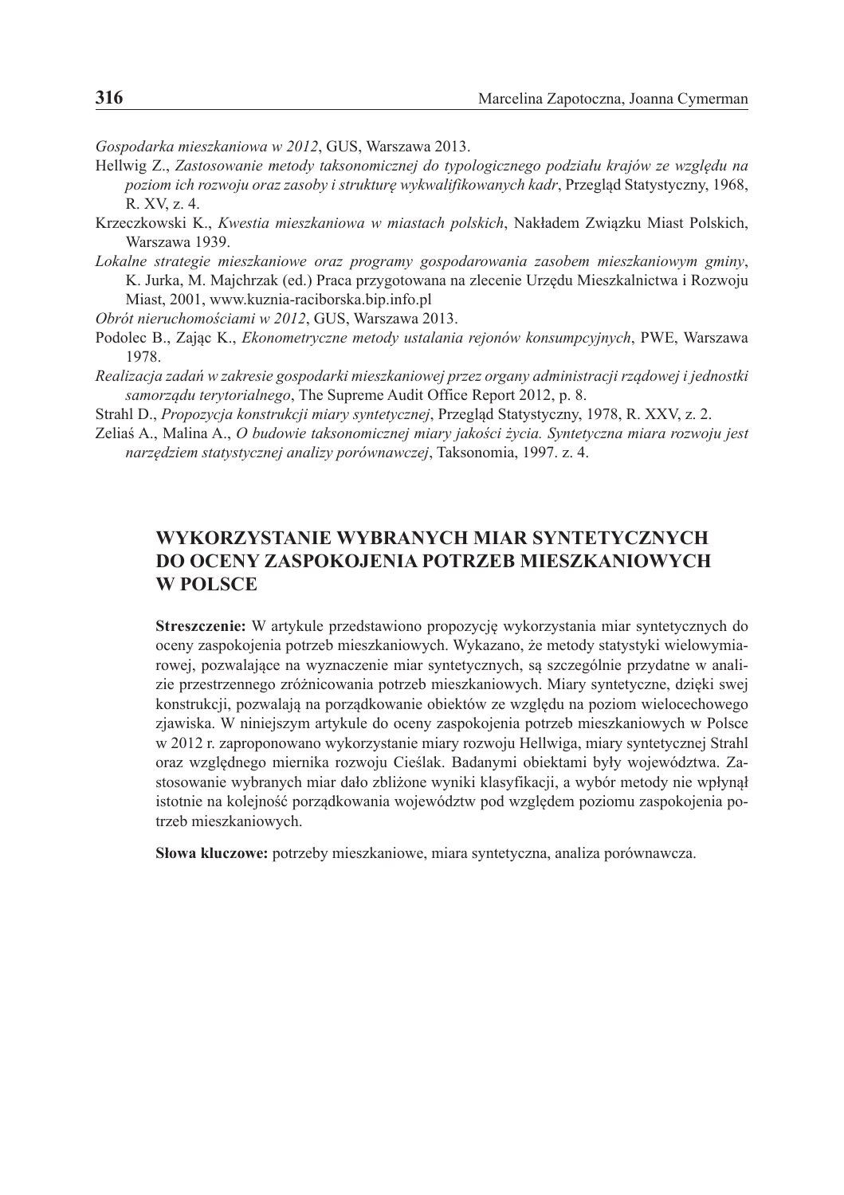*Gospodarka mieszkaniowa w 2012*, GUS, Warszawa 2013.

Hellwig Z., *Zastosowanie metody taksonomicznej do typologicznego podziału krajów ze względu na poziom ich rozwoju oraz zasoby i strukturę wykwalifikowanych kadr*, Przegląd Statystyczny, 1968, R. XV, z. 4.

Krzeczkowski K., *Kwestia mieszkaniowa w miastach polskich*, Nakładem Związku Miast Polskich, Warszawa 1939.

*Lokalne strategie mieszkaniowe oraz programy gospodarowania zasobem mieszkaniowym gminy*, K. Jurka, M. Majchrzak (ed.) Praca przygotowana na zlecenie Urzędu Mieszkalnictwa i Rozwoju Miast, 2001, www.kuznia-raciborska.bip.info.pl

*Obrót nieruchomościami w 2012*, GUS, Warszawa 2013.

Podolec B., Zając K., *Ekonometryczne metody ustalania rejonów konsumpcyjnych*, PWE, Warszawa 1978.

*Realizacja zadań w zakresie gospodarki mieszkaniowej przez organy administracji rządowej i jednostki samorządu terytorialnego*, The Supreme Audit Office Report 2012, p. 8.

Strahl D., *Propozycja konstrukcji miary syntetycznej*, Przegląd Statystyczny, 1978, R. XXV, z. 2.

Zeliaś A., Malina A., *O budowie taksonomicznej miary jakości życia. Syntetyczna miara rozwoju jest narzędziem statystycznej analizy porównawczej*, Taksonomia, 1997. z. 4.

## WYKORZYSTANIE WYBRANYCH MIAR SYNTETYCZNYCH DO OCENY ZASPOKOJENIA POTRZEB MIESZKANIOWYCH W POLSCE

**Streszczenie:** W artykule przedstawiono propozycję wykorzystania miar syntetycznych do oceny zaspokojenia potrzeb mieszkaniowych. Wykazano, że metody statystyki wielowymiarowej, pozwalające na wyznaczenie miar syntetycznych, są szczególnie przydatne w analizie przestrzennego zróżnicowania potrzeb mieszkaniowych. Miary syntetyczne, dzięki swej konstrukcji, pozwalają na porządkowanie obiektów ze względu na poziom wielocechowego zjawiska. W niniejszym artykule do oceny zaspokojenia potrzeb mieszkaniowych w Polsce w 2012 r. zaproponowano wykorzystanie miary rozwoju Hellwiga, miary syntetycznej Strahl oraz względnego miernika rozwoju Cieślak. Badanymi obiektami były województwa. Zastosowanie wybranych miar dało zbliżone wyniki klasyfikacji, a wybór metody nie wpłynął istotnie na kolejność porządkowania województw pod względem poziomu zaspokojenia potrzeb mieszkaniowych.

**Słowa kluczowe:** potrzeby mieszkaniowe, miara syntetyczna, analiza porównawcza.